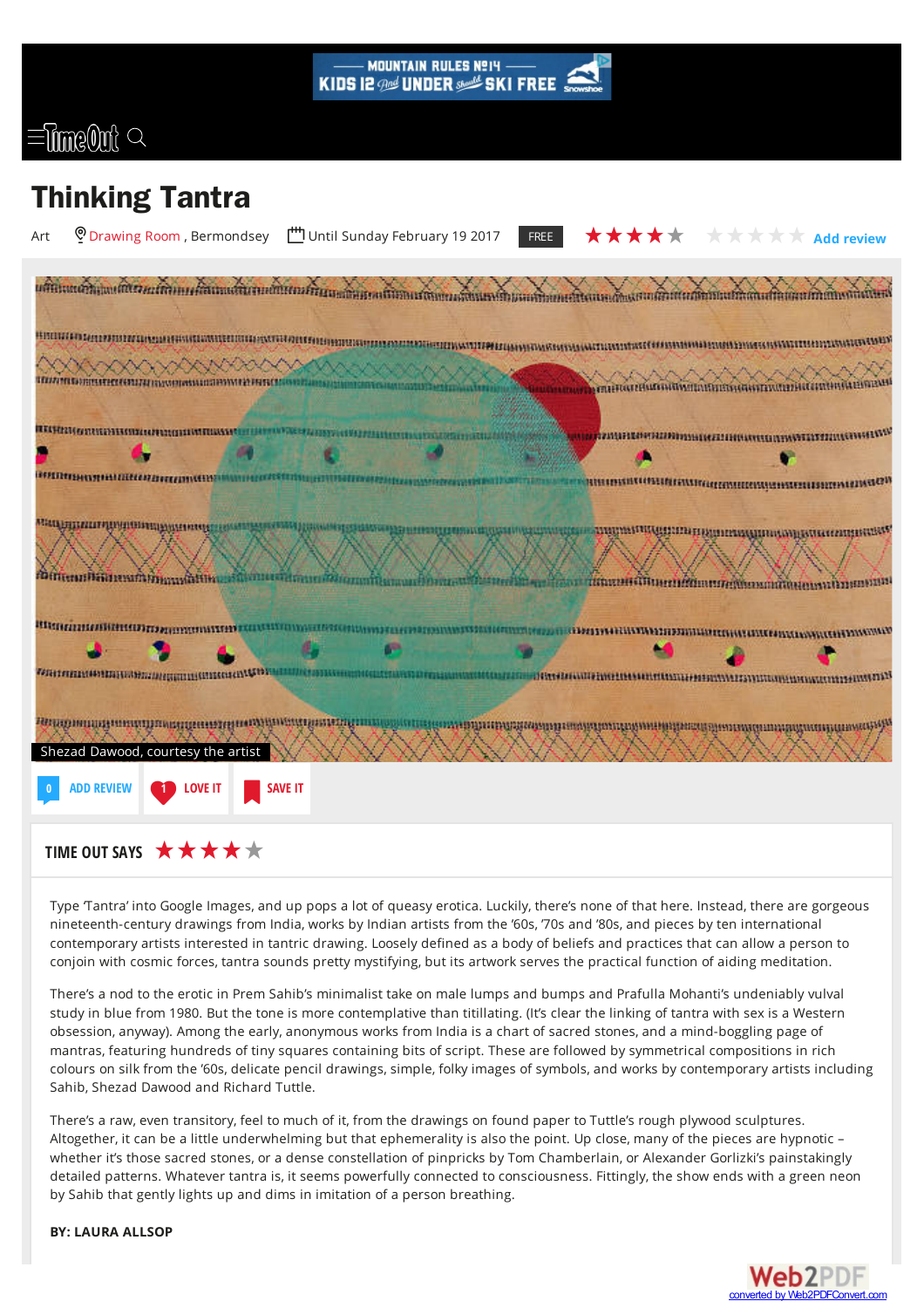# Thinking Tantra

Art | Drawing Room , Bermondsey | Until Sunday February 19 2017 | FREE | ★★★★☆ | Add review

Shezad Dawood, courtesy the artist

0 ADD REVIEW | 1 LOVE IT | SAVE IT

## TIME OUT SAYS ★★★★☆

Type 'Tantra' into Google Images, and up pops a lot of queasy erotica. Luckily, there's none of that here. Instead, there are gorgeous nineteenth-century drawings from India, works by Indian artists from the '60s, '70s and '80s, and pieces by ten international contemporary artists interested in tantric drawing. Loosely defined as a body of beliefs and practices that can allow a person to conjoin with cosmic forces, tantra sounds pretty mystifying, but its artwork serves the practical function of aiding meditation.

There's a nod to the erotic in Prem Sahib's minimalist take on male lumps and bumps and Prafulla Mohanti's undeniably vulval study in blue from 1980. But the tone is more contemplative than titillating. (It's clear the linking of tantra with sex is a Western obsession, anyway). Among the early, anonymous works from India is a chart of sacred stones, and a mind-boggling page of mantras, featuring hundreds of tiny squares containing bits of script. These are followed by symmetrical compositions in rich colours on silk from the '60s, delicate pencil drawings, simple, folky images of symbols, and works by contemporary artists including Sahib, Shezad Dawood and Richard Tuttle.

There's a raw, even transitory, feel to much of it, from the drawings on found paper to Tuttle's rough plywood sculptures. Altogether, it can be a little underwhelming but that ephemerality is also the point. Up close, many of the pieces are hypnotic – whether it's those sacred stones, or a dense constellation of pinpricks by Tom Chamberlain, or Alexander Gorlizki's painstakingly detailed patterns. Whatever tantra is, it seems powerfully connected to consciousness. Fittingly, the show ends with a green neon by Sahib that gently lights up and dims in imitation of a person breathing.

**BY: LAURA ALLSOP**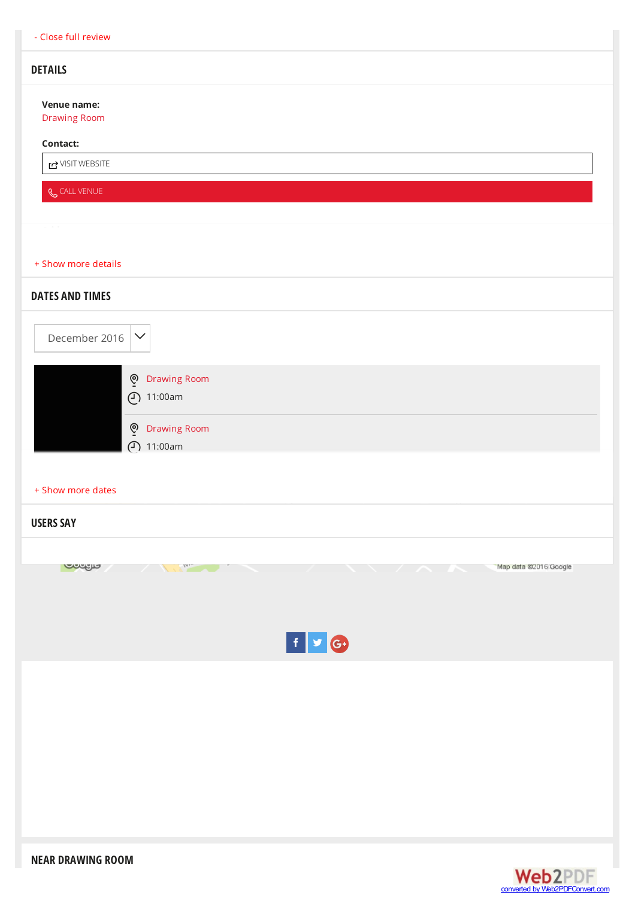- Close full review

## DETAILS

**Venue name:**
Drawing Room

**Contact:**

VISIT WEBSITE

CALL VENUE

+ Show more details

## DATES AND TIMES

December 2016

Drawing Room
11:00am

Drawing Room
11:00am

+ Show more dates

## USERS SAY

Map data ©2016 Google

## NEAR DRAWING ROOM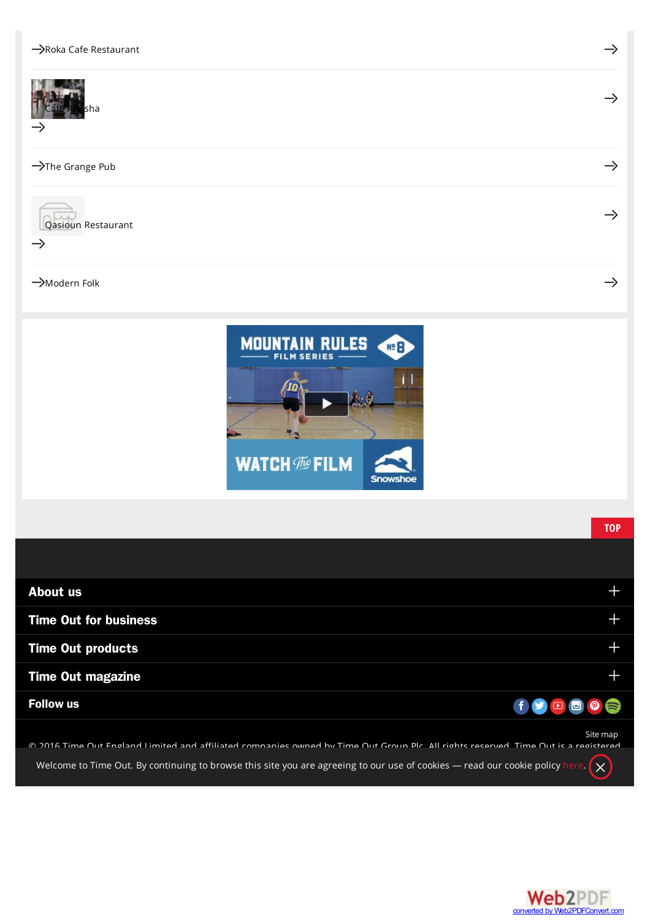- Roka Cafe Restaurant
- Cafe Arisha
- The Grange Pub
- Qasioun Restaurant
- Modern Folk

MOUNTAIN RULES Nº8
FILM SERIES
WATCH The FILM
Snowshoe

TOP

**About us**

**Time Out for business**

**Time Out products**

**Time Out magazine**

**Follow us**

Site map

© 2016 Time Out England Limited and affiliated companies owned by Time Out Group Plc. All rights reserved. Time Out is a registered

Welcome to Time Out. By continuing to browse this site you are agreeing to our use of cookies — read our cookie policy here.

Web2PDF
converted by Web2PDFConvert.com